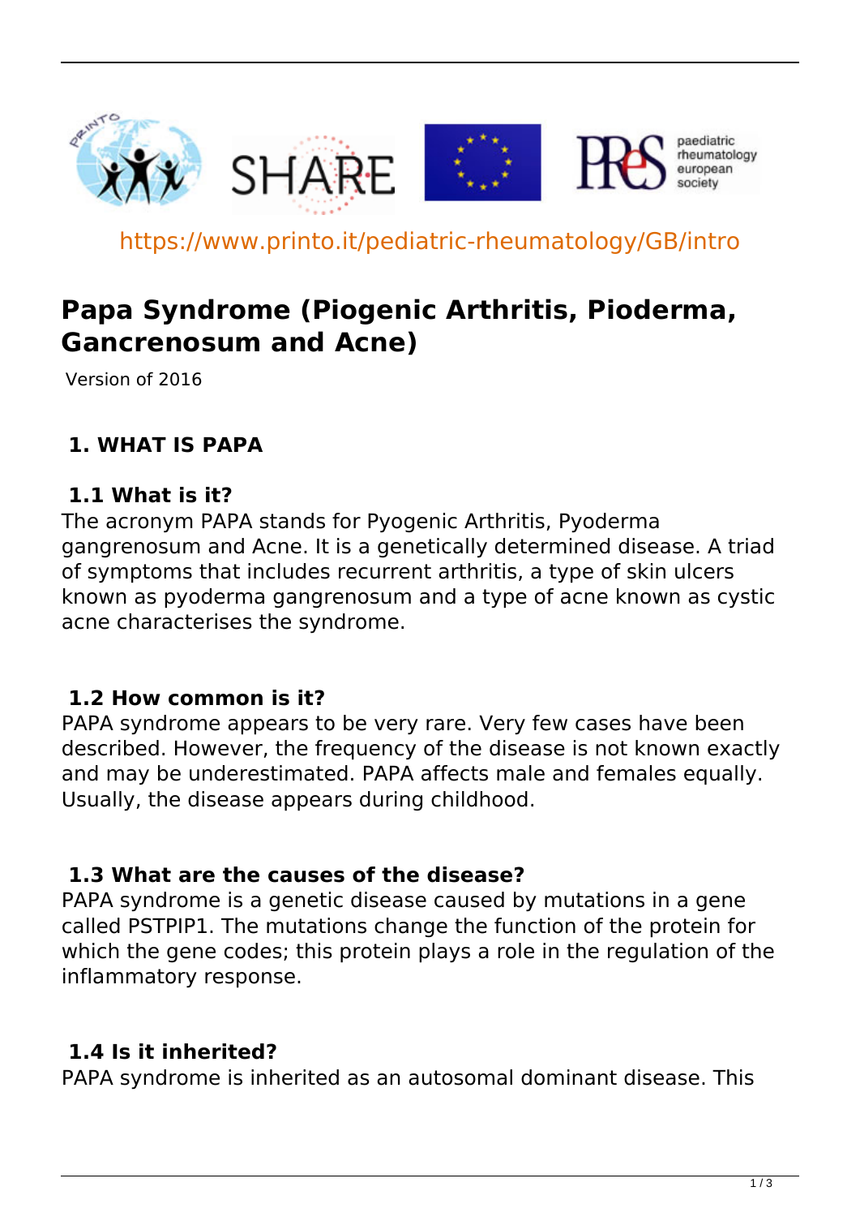https://www.printo.it/pediatric-rheumatology/GB/intro

# Papa Syndrome (Piogenic Arthritis, Pioderma, Gancrenosum and Acne)

Version of 2016

## 1. WHAT IS PAPA

### 1.1 What is it?

The acronym PAPA stands for Pyogenic Arthritis, Pyoderma gangrenosum and Acne. It is a genetically determined disease. A triad of symptoms that includes recurrent arthritis, a type of skin ulcers known as pyoderma gangrenosum and a type of acne known as cystic acne characterises the syndrome.

### 1.2 How common is it?

PAPA syndrome appears to be very rare. Very few cases have been described. However, the frequency of the disease is not known exactly and may be underestimated. PAPA affects male and females equally. Usually, the disease appears during childhood.

### 1.3 What are the causes of the disease?

PAPA syndrome is a genetic disease caused by mutations in a gene called PSTPIP1. The mutations change the function of the protein for which the gene codes; this protein plays a role in the regulation of the inflammatory response.

### 1.4 Is it inherited?

PAPA syndrome is inherited as an autosomal dominant disease. This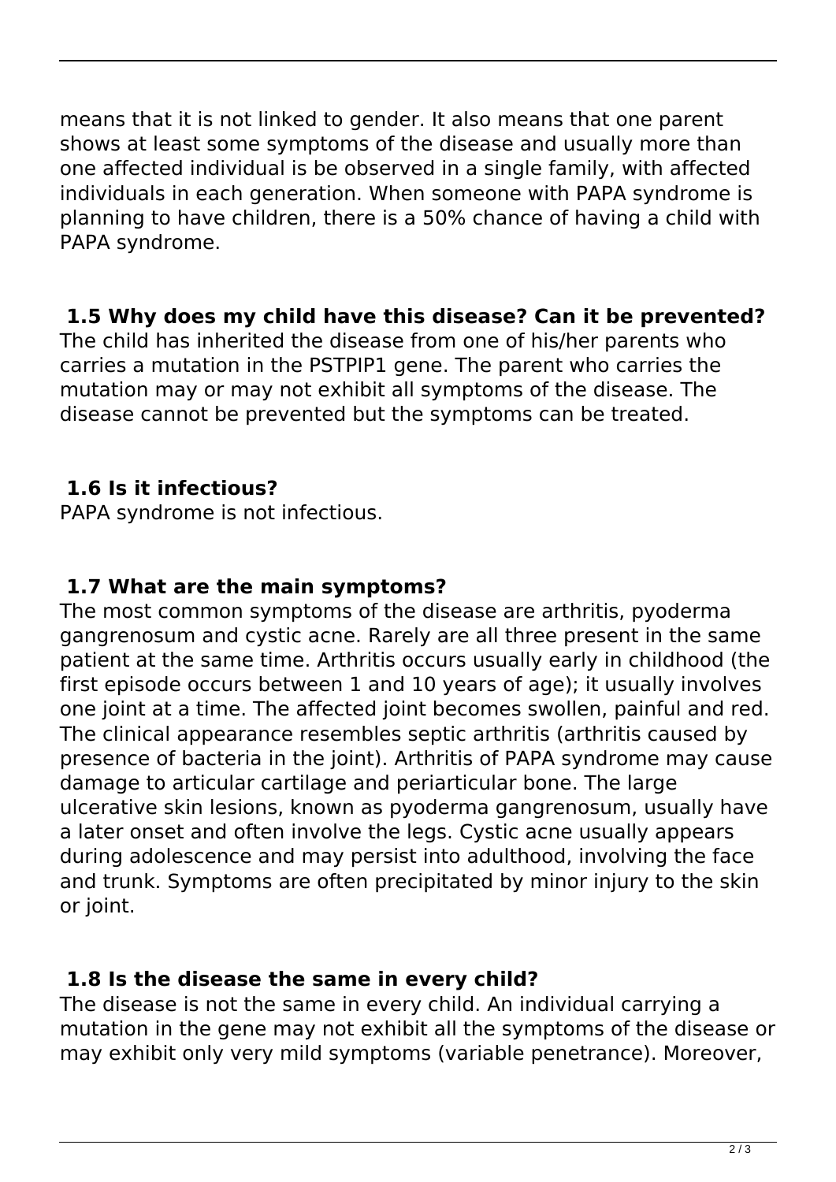means that it is not linked to gender. It also means that one parent shows at least some symptoms of the disease and usually more than one affected individual is be observed in a single family, with affected individuals in each generation. When someone with PAPA syndrome is planning to have children, there is a 50% chance of having a child with PAPA syndrome.

### 1.5 Why does my child have this disease? Can it be prevented?

The child has inherited the disease from one of his/her parents who carries a mutation in the PSTPIP1 gene. The parent who carries the mutation may or may not exhibit all symptoms of the disease. The disease cannot be prevented but the symptoms can be treated.

### 1.6 Is it infectious?

PAPA syndrome is not infectious.

### 1.7 What are the main symptoms?

The most common symptoms of the disease are arthritis, pyoderma gangrenosum and cystic acne. Rarely are all three present in the same patient at the same time. Arthritis occurs usually early in childhood (the first episode occurs between 1 and 10 years of age); it usually involves one joint at a time. The affected joint becomes swollen, painful and red. The clinical appearance resembles septic arthritis (arthritis caused by presence of bacteria in the joint). Arthritis of PAPA syndrome may cause damage to articular cartilage and periarticular bone. The large ulcerative skin lesions, known as pyoderma gangrenosum, usually have a later onset and often involve the legs. Cystic acne usually appears during adolescence and may persist into adulthood, involving the face and trunk. Symptoms are often precipitated by minor injury to the skin or joint.

### 1.8 Is the disease the same in every child?

The disease is not the same in every child. An individual carrying a mutation in the gene may not exhibit all the symptoms of the disease or may exhibit only very mild symptoms (variable penetrance). Moreover,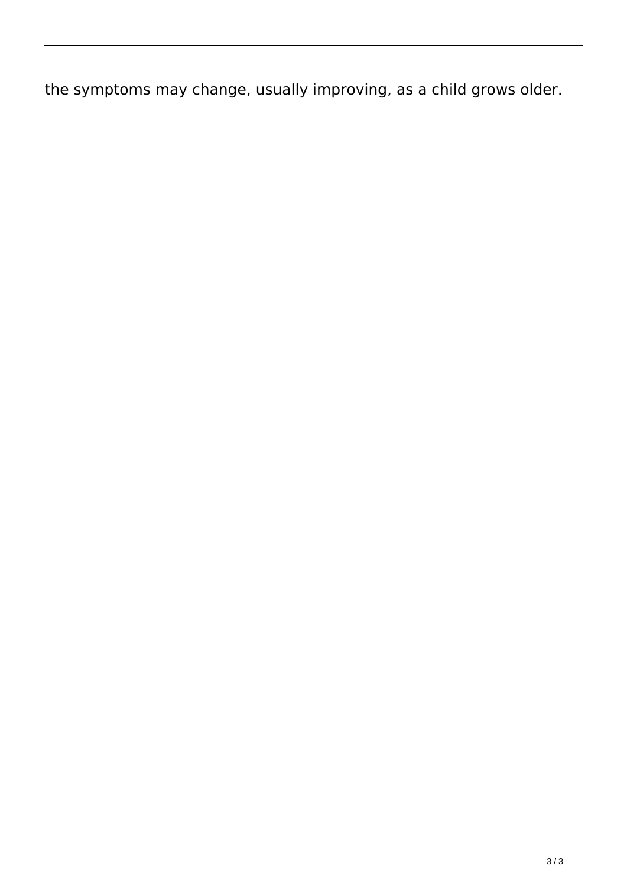the symptoms may change, usually improving, as a child grows older.